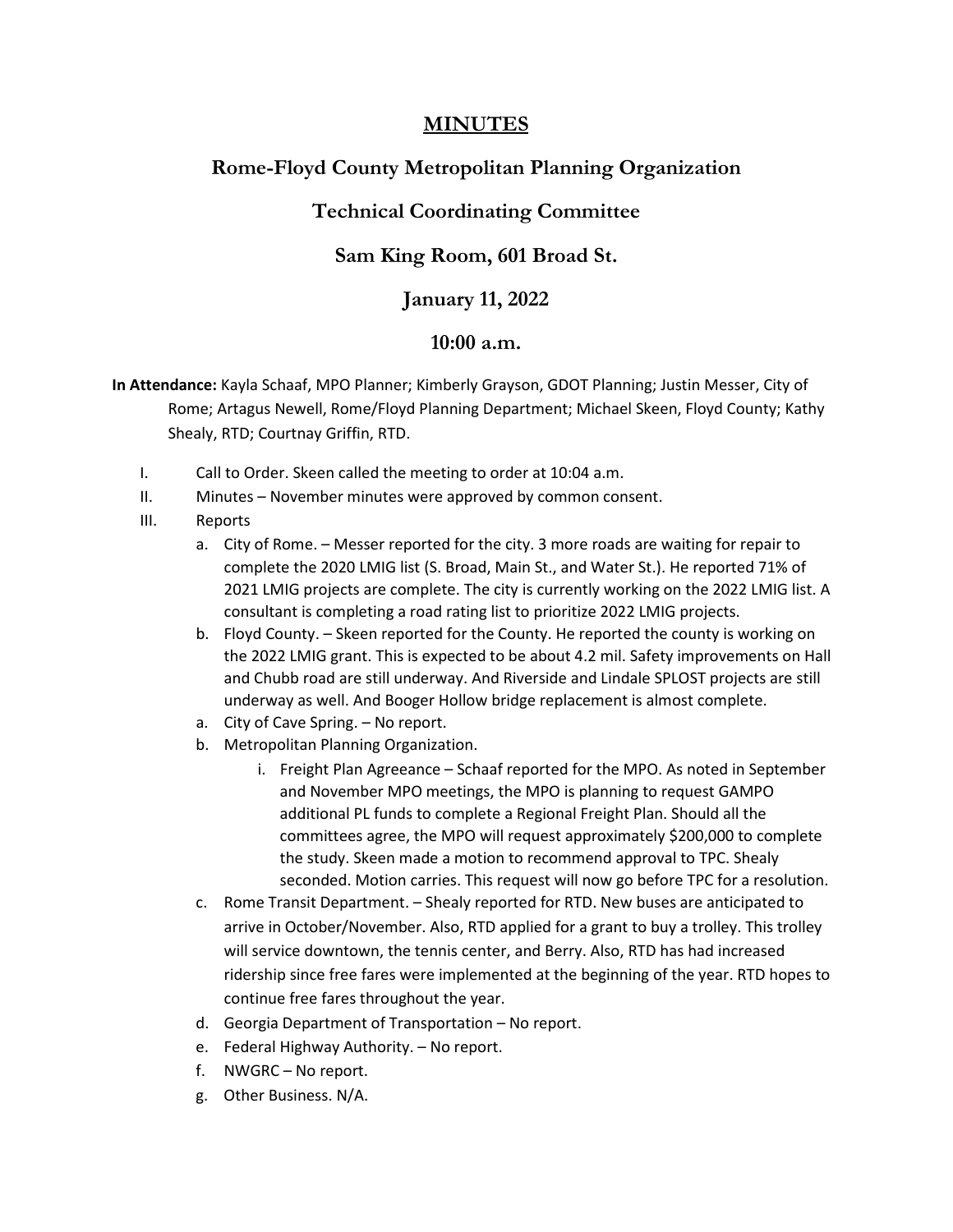# MINUTES

## Rome-Floyd County Metropolitan Planning Organization

## Technical Coordinating Committee

## Sam King Room, 601 Broad St.

## January 11, 2022

## 10:00 a.m.

**In Attendance:** Kayla Schaaf, MPO Planner; Kimberly Grayson, GDOT Planning; Justin Messer, City of Rome; Artagus Newell, Rome/Floyd Planning Department; Michael Skeen, Floyd County; Kathy Shealy, RTD; Courtnay Griffin, RTD.

I. Call to Order. Skeen called the meeting to order at 10:04 a.m.

II. Minutes – November minutes were approved by common consent.

III. Reports

   a. City of Rome. – Messer reported for the city. 3 more roads are waiting for repair to complete the 2020 LMIG list (S. Broad, Main St., and Water St.). He reported 71% of 2021 LMIG projects are complete. The city is currently working on the 2022 LMIG list. A consultant is completing a road rating list to prioritize 2022 LMIG projects.

   b. Floyd County. – Skeen reported for the County. He reported the county is working on the 2022 LMIG grant. This is expected to be about 4.2 mil. Safety improvements on Hall and Chubb road are still underway. And Riverside and Lindale SPLOST projects are still underway as well. And Booger Hollow bridge replacement is almost complete.

   a. City of Cave Spring. – No report.

   b. Metropolitan Planning Organization.

      i. Freight Plan Agreeance – Schaaf reported for the MPO. As noted in September and November MPO meetings, the MPO is planning to request GAMPO additional PL funds to complete a Regional Freight Plan. Should all the committees agree, the MPO will request approximately $200,000 to complete the study. Skeen made a motion to recommend approval to TPC. Shealy seconded. Motion carries. This request will now go before TPC for a resolution.

   c. Rome Transit Department. – Shealy reported for RTD. New buses are anticipated to arrive in October/November. Also, RTD applied for a grant to buy a trolley. This trolley will service downtown, the tennis center, and Berry. Also, RTD has had increased ridership since free fares were implemented at the beginning of the year. RTD hopes to continue free fares throughout the year.

   d. Georgia Department of Transportation – No report.

   e. Federal Highway Authority. – No report.

   f. NWGRC – No report.

   g. Other Business. N/A.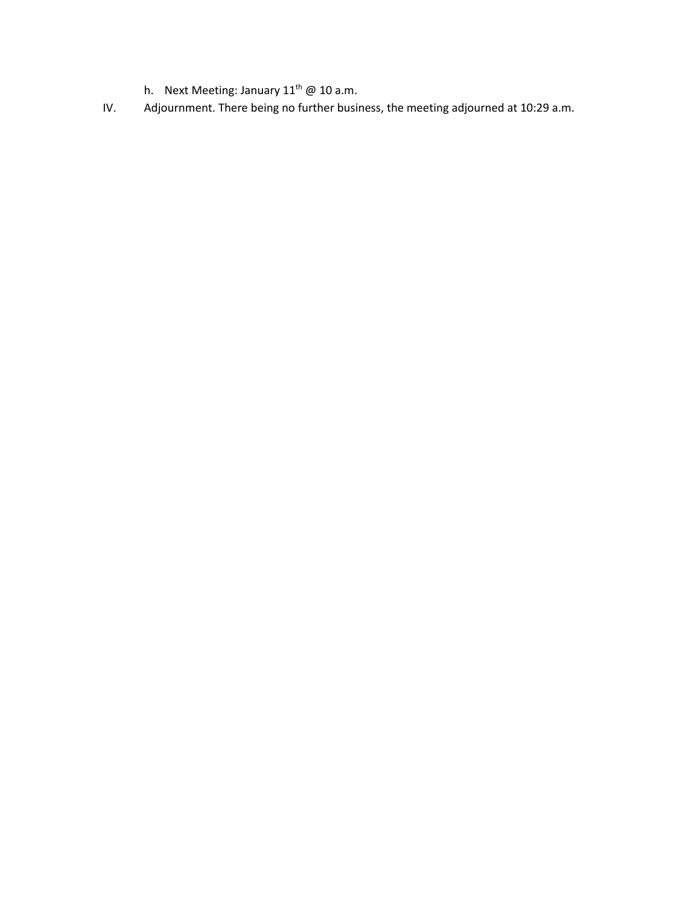h. Next Meeting: January 11th @ 10 a.m.

IV. Adjournment. There being no further business, the meeting adjourned at 10:29 a.m.